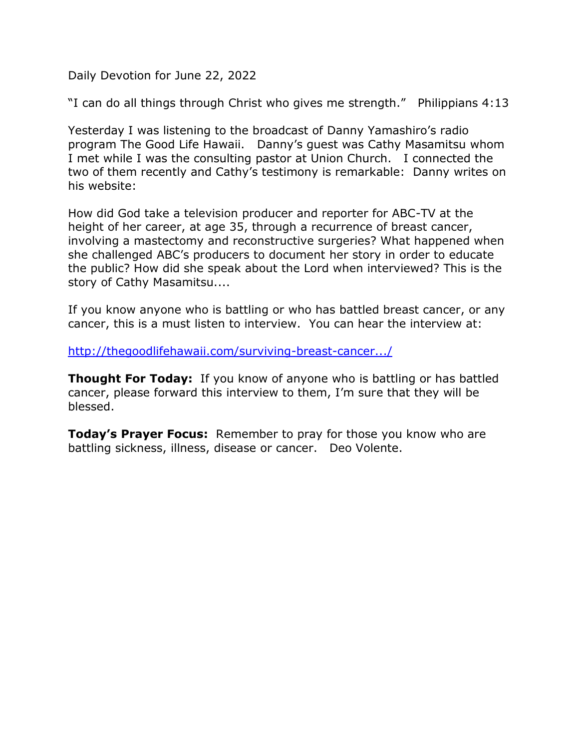Daily Devotion for June 22, 2022

"I can do all things through Christ who gives me strength." Philippians 4:13

Yesterday I was listening to the broadcast of Danny Yamashiro's radio program The Good Life Hawaii. Danny's guest was Cathy Masamitsu whom I met while I was the consulting pastor at Union Church. I connected the two of them recently and Cathy's testimony is remarkable: Danny writes on his website:

How did God take a television producer and reporter for ABC-TV at the height of her career, at age 35, through a recurrence of breast cancer, involving a mastectomy and reconstructive surgeries? What happened when she challenged ABC's producers to document her story in order to educate the public? How did she speak about the Lord when interviewed? This is the story of Cathy Masamitsu....

If you know anyone who is battling or who has battled breast cancer, or any cancer, this is a must listen to interview. You can hear the interview at:

http://thegoodlifehawaii.com/surviving-breast-cancer.../

**Thought For Today:** If you know of anyone who is battling or has battled cancer, please forward this interview to them, I'm sure that they will be blessed.

**Today's Prayer Focus:** Remember to pray for those you know who are battling sickness, illness, disease or cancer. Deo Volente.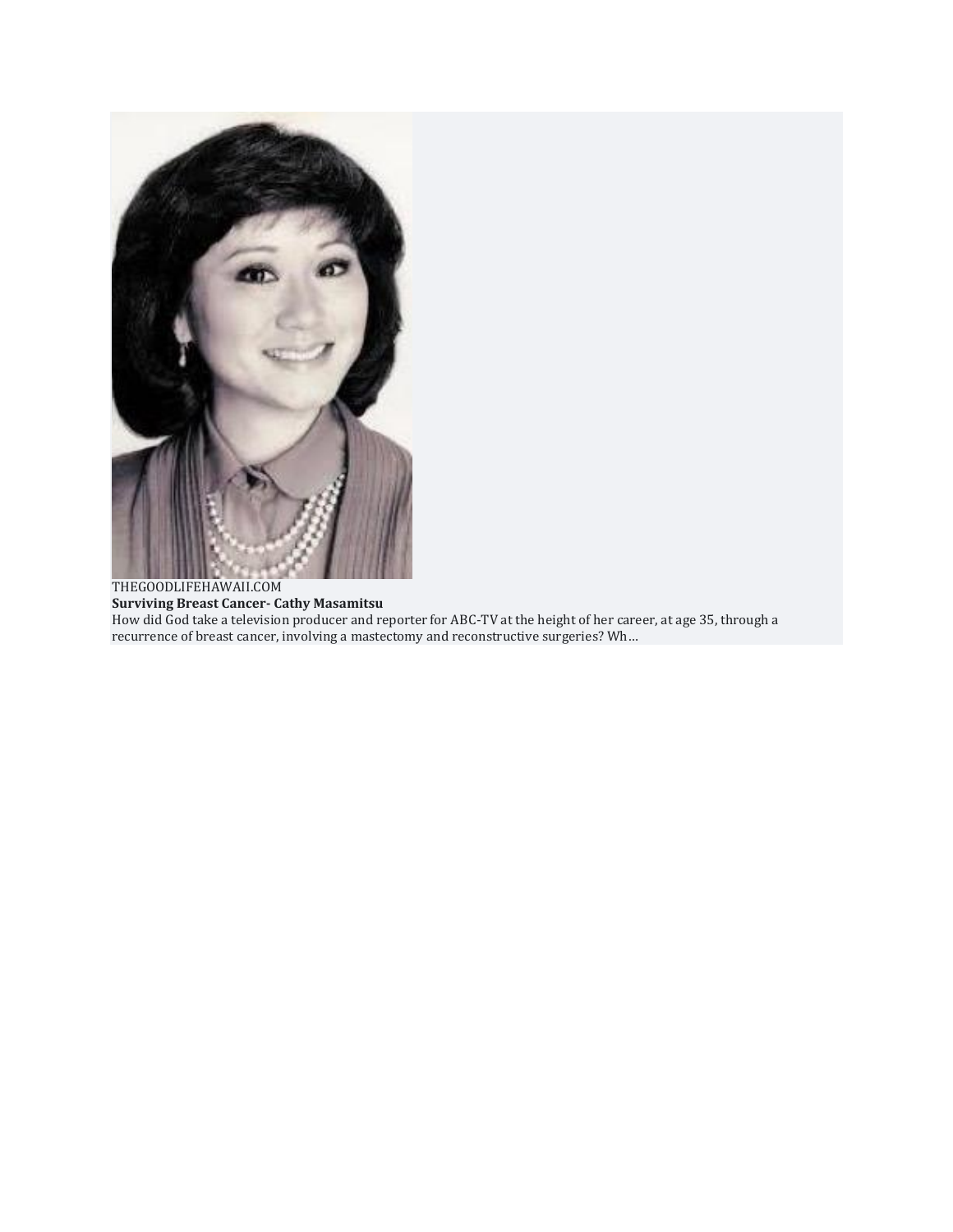THEGOODLIFEHAWAII.COM

**Surviving Breast Cancer- Cathy Masamitsu**

How did God take a television producer and reporter for ABC-TV at the height of her career, at age 35, through a recurrence of breast cancer, involving a mastectomy and reconstructive surgeries? Wh…